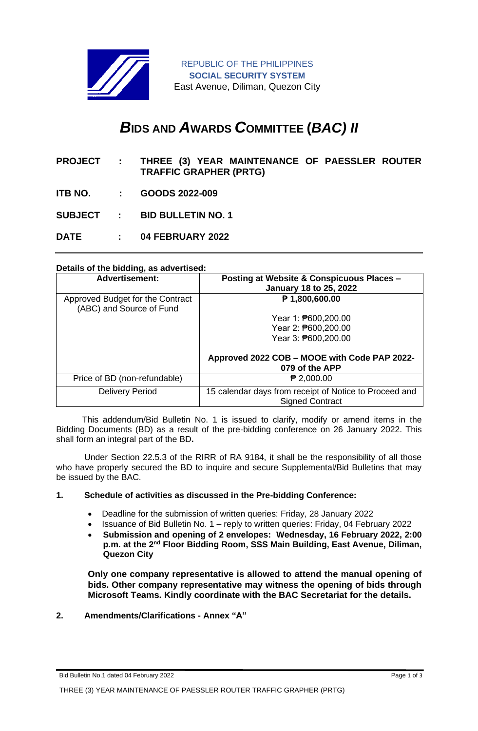REPUBLIC OF THE PHILIPPINES
**SOCIAL SECURITY SYSTEM**
East Avenue, Diliman, Quezon City

# *B*IDS AND *A*WARDS *C*OMMITTEE (*BAC) II*

**PROJECT : THREE (3) YEAR MAINTENANCE OF PAESSLER ROUTER TRAFFIC GRAPHER (PRTG)**

**ITB NO. : GOODS 2022-009**

**SUBJECT : BID BULLETIN NO. 1**

**DATE : 04 FEBRUARY 2022**

---

**Details of the bidding, as advertised:**

| Advertisement: | Posting at Website & Conspicuous Places – January 18 to 25, 2022 |
|---|---|
| Approved Budget for the Contract (ABC) and Source of Fund | **₱ 1,800,600.00**<br><br>Year 1: ₱600,200.00<br>Year 2: ₱600,200.00<br>Year 3: ₱600,200.00<br><br>**Approved 2022 COB – MOOE with Code PAP 2022-079 of the APP** |
| Price of BD (non-refundable) | ₱ 2,000.00 |
| Delivery Period | 15 calendar days from receipt of Notice to Proceed and Signed Contract |

This addendum/Bid Bulletin No. 1 is issued to clarify, modify or amend items in the Bidding Documents (BD) as a result of the pre-bidding conference on 26 January 2022. This shall form an integral part of the BD**.**

Under Section 22.5.3 of the RIRR of RA 9184, it shall be the responsibility of all those who have properly secured the BD to inquire and secure Supplemental/Bid Bulletins that may be issued by the BAC.

**1. Schedule of activities as discussed in the Pre-bidding Conference:**

- Deadline for the submission of written queries: Friday, 28 January 2022
- Issuance of Bid Bulletin No. 1 – reply to written queries: Friday, 04 February 2022
- **Submission and opening of 2 envelopes: Wednesday, 16 February 2022, 2:00 p.m. at the 2nd Floor Bidding Room, SSS Main Building, East Avenue, Diliman, Quezon City**

**Only one company representative is allowed to attend the manual opening of bids. Other company representative may witness the opening of bids through Microsoft Teams. Kindly coordinate with the BAC Secretariat for the details.**

**2. Amendments/Clarifications - Annex "A"**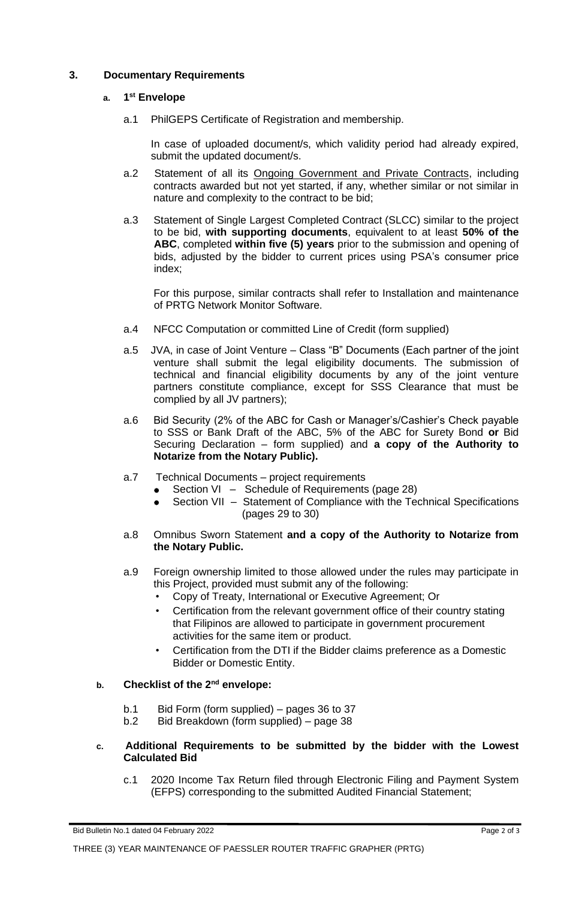## 3. Documentary Requirements

### a. 1st Envelope

a.1 PhilGEPS Certificate of Registration and membership.

In case of uploaded document/s, which validity period had already expired, submit the updated document/s.

a.2 Statement of all its Ongoing Government and Private Contracts, including contracts awarded but not yet started, if any, whether similar or not similar in nature and complexity to the contract to be bid;

a.3 Statement of Single Largest Completed Contract (SLCC) similar to the project to be bid, **with supporting documents**, equivalent to at least **50% of the ABC**, completed **within five (5) years** prior to the submission and opening of bids, adjusted by the bidder to current prices using PSA's consumer price index;

For this purpose, similar contracts shall refer to Installation and maintenance of PRTG Network Monitor Software.

a.4 NFCC Computation or committed Line of Credit (form supplied)

a.5 JVA, in case of Joint Venture – Class "B" Documents (Each partner of the joint venture shall submit the legal eligibility documents. The submission of technical and financial eligibility documents by any of the joint venture partners constitute compliance, except for SSS Clearance that must be complied by all JV partners);

a.6 Bid Security (2% of the ABC for Cash or Manager's/Cashier's Check payable to SSS or Bank Draft of the ABC, 5% of the ABC for Surety Bond **or** Bid Securing Declaration – form supplied) and **a copy of the Authority to Notarize from the Notary Public).**

a.7 Technical Documents – project requirements
- Section VI – Schedule of Requirements (page 28)
- Section VII – Statement of Compliance with the Technical Specifications (pages 29 to 30)

a.8 Omnibus Sworn Statement **and a copy of the Authority to Notarize from the Notary Public.**

a.9 Foreign ownership limited to those allowed under the rules may participate in this Project, provided must submit any of the following:
- Copy of Treaty, International or Executive Agreement; Or
- Certification from the relevant government office of their country stating that Filipinos are allowed to participate in government procurement activities for the same item or product.
- Certification from the DTI if the Bidder claims preference as a Domestic Bidder or Domestic Entity.

### b. Checklist of the 2nd envelope:

b.1 Bid Form (form supplied) – pages 36 to 37

b.2 Bid Breakdown (form supplied) – page 38

### c. Additional Requirements to be submitted by the bidder with the Lowest Calculated Bid

c.1 2020 Income Tax Return filed through Electronic Filing and Payment System (EFPS) corresponding to the submitted Audited Financial Statement;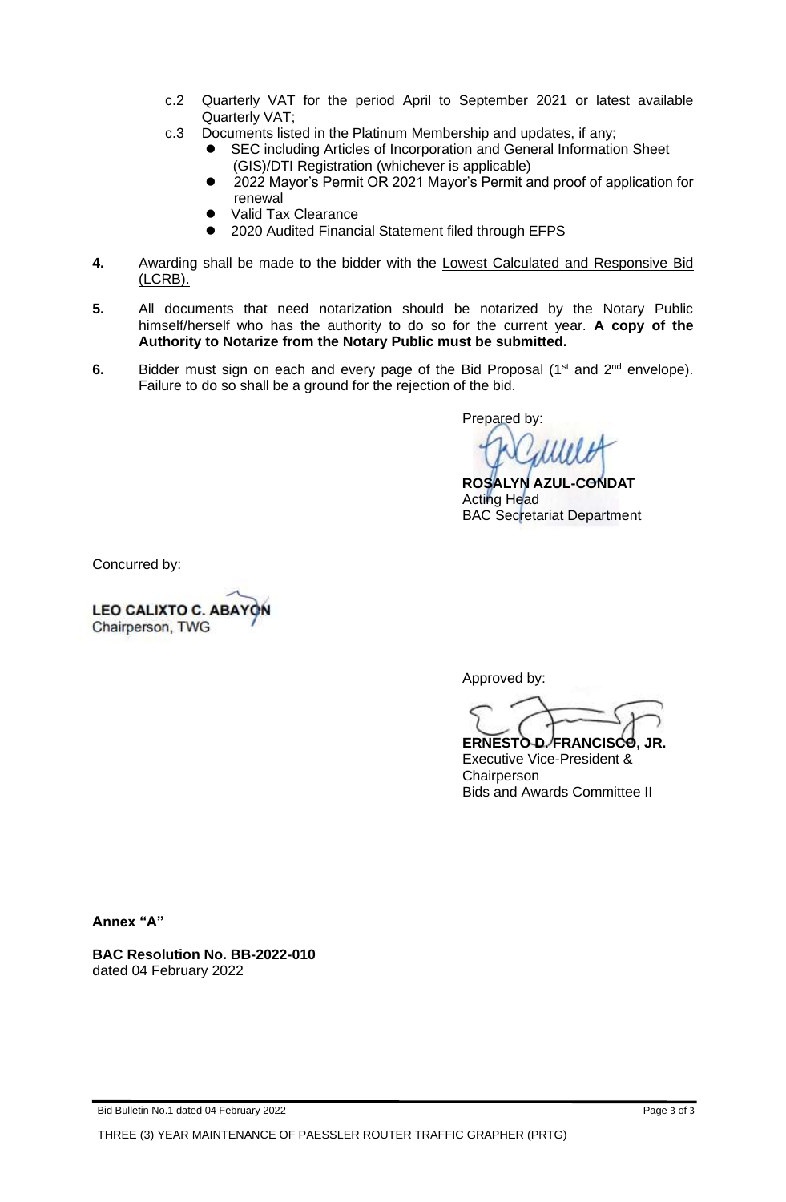c.2 Quarterly VAT for the period April to September 2021 or latest available Quarterly VAT;

c.3 Documents listed in the Platinum Membership and updates, if any;

- SEC including Articles of Incorporation and General Information Sheet (GIS)/DTI Registration (whichever is applicable)
- 2022 Mayor's Permit OR 2021 Mayor's Permit and proof of application for renewal
- Valid Tax Clearance
- 2020 Audited Financial Statement filed through EFPS

**4.** Awarding shall be made to the bidder with the Lowest Calculated and Responsive Bid (LCRB).

**5.** All documents that need notarization should be notarized by the Notary Public himself/herself who has the authority to do so for the current year. **A copy of the Authority to Notarize from the Notary Public must be submitted.**

**6.** Bidder must sign on each and every page of the Bid Proposal (1st and 2nd envelope). Failure to do so shall be a ground for the rejection of the bid.

Prepared by:

**ROSALYN AZUL-CONDAT**
Acting Head
BAC Secretariat Department

Concurred by:

**LEO CALIXTO C. ABAYON**
Chairperson, TWG

Approved by:

**ERNESTO D. FRANCISCO, JR.**
Executive Vice-President &
Chairperson
Bids and Awards Committee II

**Annex "A"**

**BAC Resolution No. BB-2022-010**
dated 04 February 2022